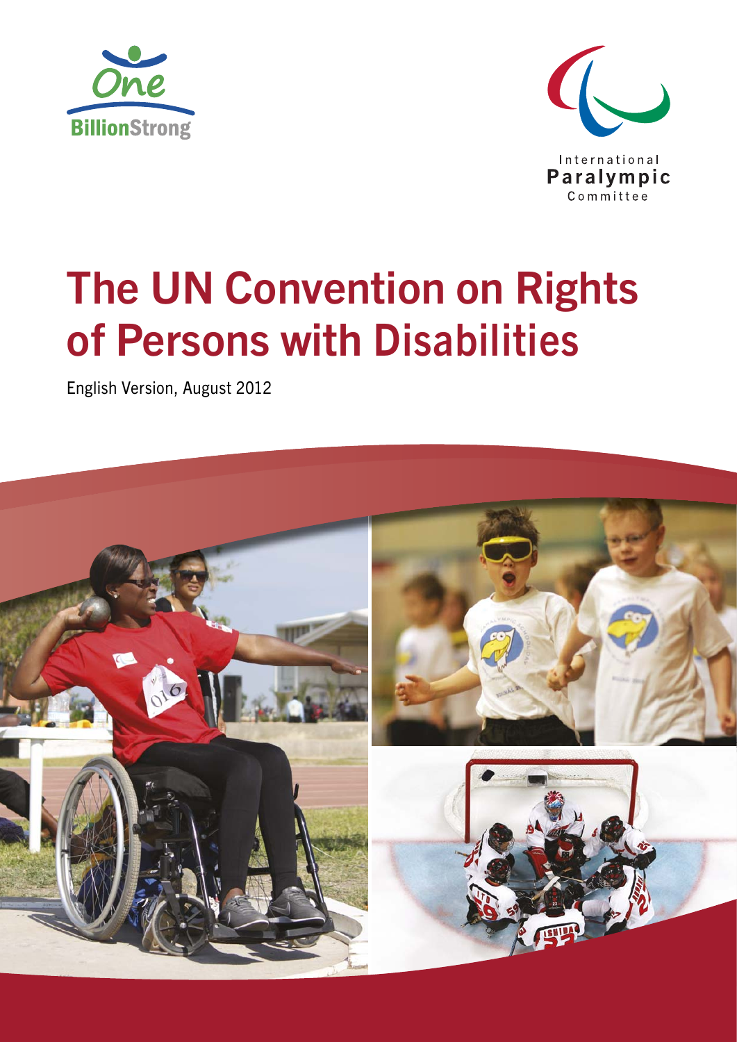One BillionStrong

International Paralympic Committee

# The UN Convention on Rights of Persons with Disabilities

English Version, August 2012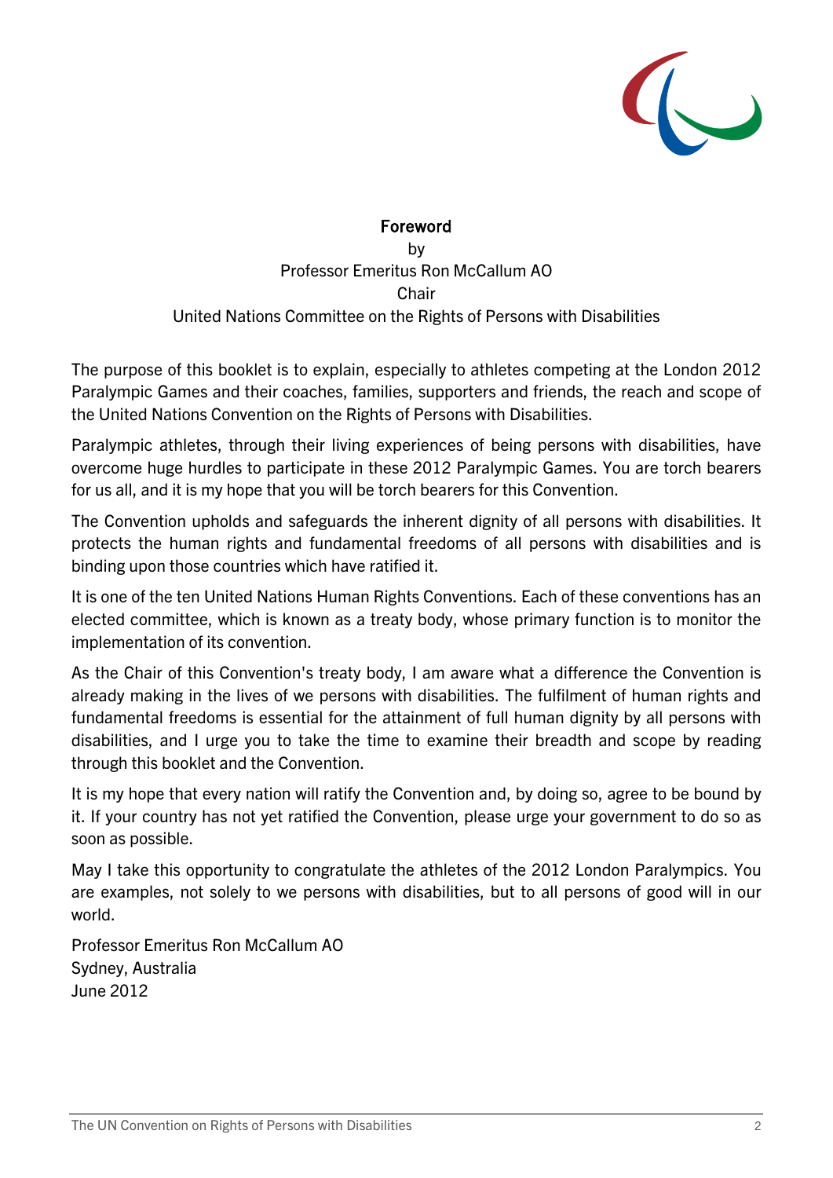## Foreword

by
Professor Emeritus Ron McCallum AO
Chair
United Nations Committee on the Rights of Persons with Disabilities

The purpose of this booklet is to explain, especially to athletes competing at the London 2012 Paralympic Games and their coaches, families, supporters and friends, the reach and scope of the United Nations Convention on the Rights of Persons with Disabilities.

Paralympic athletes, through their living experiences of being persons with disabilities, have overcome huge hurdles to participate in these 2012 Paralympic Games. You are torch bearers for us all, and it is my hope that you will be torch bearers for this Convention.

The Convention upholds and safeguards the inherent dignity of all persons with disabilities. It protects the human rights and fundamental freedoms of all persons with disabilities and is binding upon those countries which have ratified it.

It is one of the ten United Nations Human Rights Conventions. Each of these conventions has an elected committee, which is known as a treaty body, whose primary function is to monitor the implementation of its convention.

As the Chair of this Convention's treaty body, I am aware what a difference the Convention is already making in the lives of we persons with disabilities. The fulfilment of human rights and fundamental freedoms is essential for the attainment of full human dignity by all persons with disabilities, and I urge you to take the time to examine their breadth and scope by reading through this booklet and the Convention.

It is my hope that every nation will ratify the Convention and, by doing so, agree to be bound by it. If your country has not yet ratified the Convention, please urge your government to do so as soon as possible.

May I take this opportunity to congratulate the athletes of the 2012 London Paralympics. You are examples, not solely to we persons with disabilities, but to all persons of good will in our world.

Professor Emeritus Ron McCallum AO
Sydney, Australia
June 2012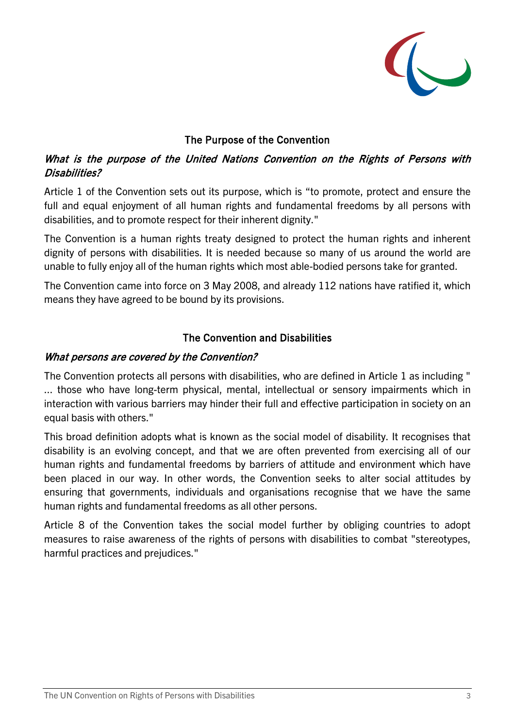## The Purpose of the Convention

***What is the purpose of the United Nations Convention on the Rights of Persons with Disabilities?***

Article 1 of the Convention sets out its purpose, which is "to promote, protect and ensure the full and equal enjoyment of all human rights and fundamental freedoms by all persons with disabilities, and to promote respect for their inherent dignity."

The Convention is a human rights treaty designed to protect the human rights and inherent dignity of persons with disabilities. It is needed because so many of us around the world are unable to fully enjoy all of the human rights which most able-bodied persons take for granted.

The Convention came into force on 3 May 2008, and already 112 nations have ratified it, which means they have agreed to be bound by its provisions.

## The Convention and Disabilities

***What persons are covered by the Convention?***

The Convention protects all persons with disabilities, who are defined in Article 1 as including " ... those who have long-term physical, mental, intellectual or sensory impairments which in interaction with various barriers may hinder their full and effective participation in society on an equal basis with others."

This broad definition adopts what is known as the social model of disability. It recognises that disability is an evolving concept, and that we are often prevented from exercising all of our human rights and fundamental freedoms by barriers of attitude and environment which have been placed in our way. In other words, the Convention seeks to alter social attitudes by ensuring that governments, individuals and organisations recognise that we have the same human rights and fundamental freedoms as all other persons.

Article 8 of the Convention takes the social model further by obliging countries to adopt measures to raise awareness of the rights of persons with disabilities to combat "stereotypes, harmful practices and prejudices."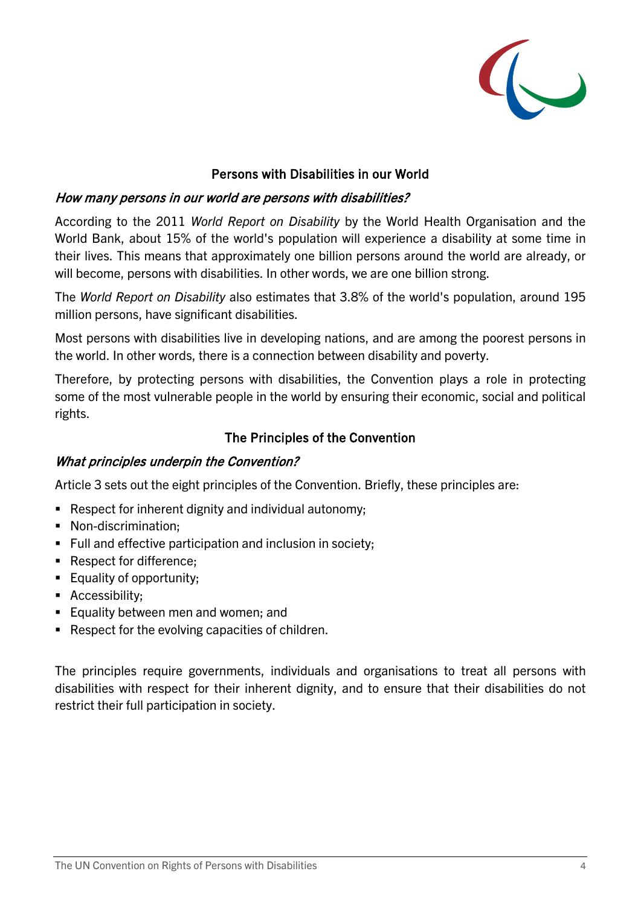## Persons with Disabilities in our World

### *How many persons in our world are persons with disabilities?*

According to the 2011 *World Report on Disability* by the World Health Organisation and the World Bank, about 15% of the world's population will experience a disability at some time in their lives. This means that approximately one billion persons around the world are already, or will become, persons with disabilities. In other words, we are one billion strong.

The *World Report on Disability* also estimates that 3.8% of the world's population, around 195 million persons, have significant disabilities.

Most persons with disabilities live in developing nations, and are among the poorest persons in the world. In other words, there is a connection between disability and poverty.

Therefore, by protecting persons with disabilities, the Convention plays a role in protecting some of the most vulnerable people in the world by ensuring their economic, social and political rights.

## The Principles of the Convention

### *What principles underpin the Convention?*

Article 3 sets out the eight principles of the Convention. Briefly, these principles are:

- Respect for inherent dignity and individual autonomy;
- Non-discrimination;
- Full and effective participation and inclusion in society;
- Respect for difference;
- Equality of opportunity;
- Accessibility;
- Equality between men and women; and
- Respect for the evolving capacities of children.

The principles require governments, individuals and organisations to treat all persons with disabilities with respect for their inherent dignity, and to ensure that their disabilities do not restrict their full participation in society.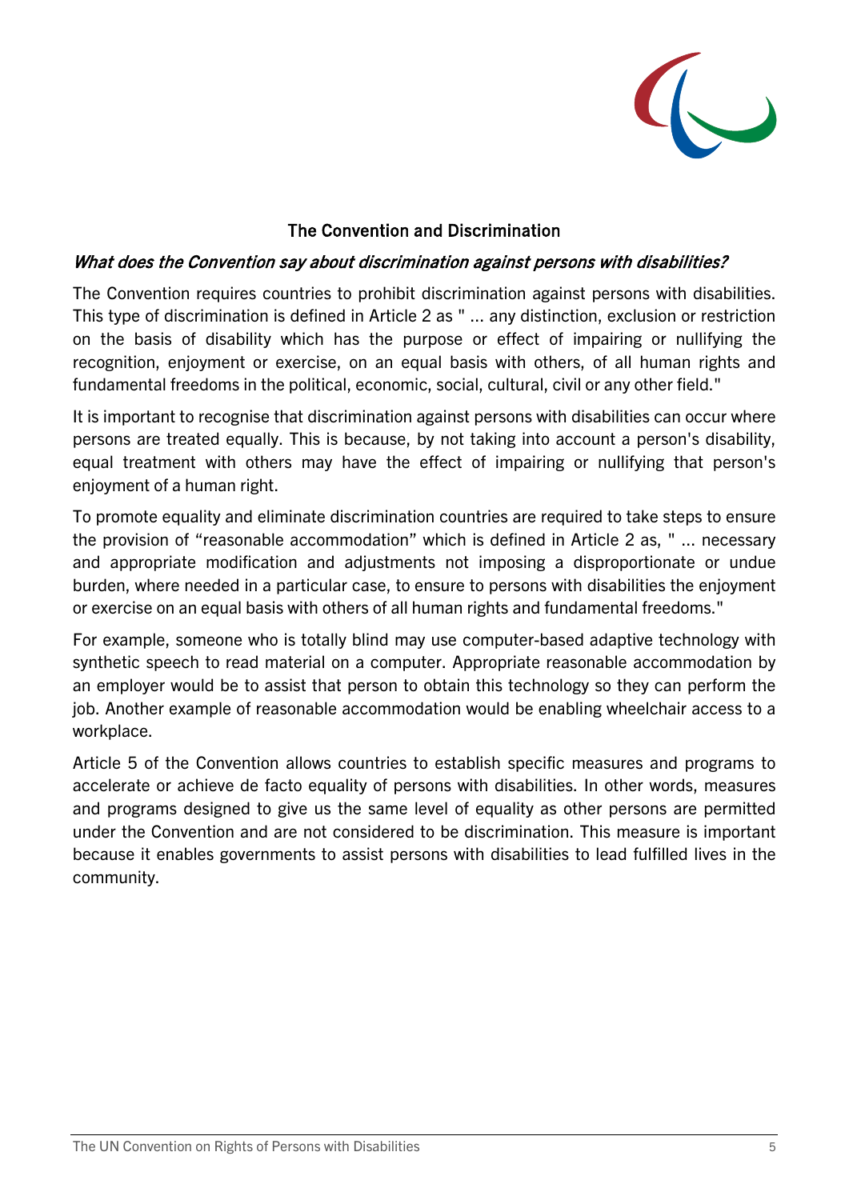## The Convention and Discrimination

### *What does the Convention say about discrimination against persons with disabilities?*

The Convention requires countries to prohibit discrimination against persons with disabilities. This type of discrimination is defined in Article 2 as " ... any distinction, exclusion or restriction on the basis of disability which has the purpose or effect of impairing or nullifying the recognition, enjoyment or exercise, on an equal basis with others, of all human rights and fundamental freedoms in the political, economic, social, cultural, civil or any other field."

It is important to recognise that discrimination against persons with disabilities can occur where persons are treated equally. This is because, by not taking into account a person's disability, equal treatment with others may have the effect of impairing or nullifying that person's enjoyment of a human right.

To promote equality and eliminate discrimination countries are required to take steps to ensure the provision of "reasonable accommodation" which is defined in Article 2 as, " ... necessary and appropriate modification and adjustments not imposing a disproportionate or undue burden, where needed in a particular case, to ensure to persons with disabilities the enjoyment or exercise on an equal basis with others of all human rights and fundamental freedoms."

For example, someone who is totally blind may use computer-based adaptive technology with synthetic speech to read material on a computer. Appropriate reasonable accommodation by an employer would be to assist that person to obtain this technology so they can perform the job. Another example of reasonable accommodation would be enabling wheelchair access to a workplace.

Article 5 of the Convention allows countries to establish specific measures and programs to accelerate or achieve de facto equality of persons with disabilities. In other words, measures and programs designed to give us the same level of equality as other persons are permitted under the Convention and are not considered to be discrimination. This measure is important because it enables governments to assist persons with disabilities to lead fulfilled lives in the community.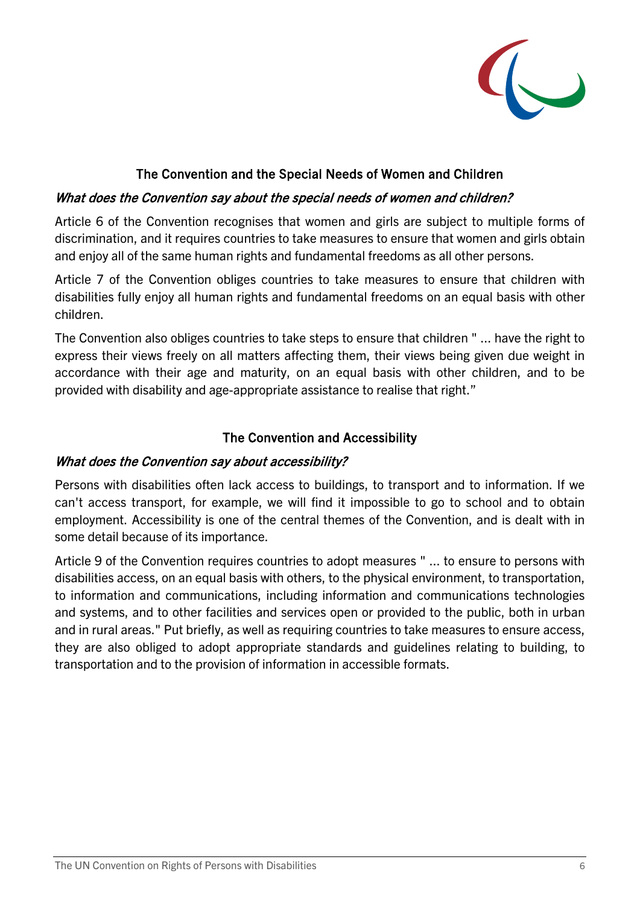## The Convention and the Special Needs of Women and Children

### *What does the Convention say about the special needs of women and children?*

Article 6 of the Convention recognises that women and girls are subject to multiple forms of discrimination, and it requires countries to take measures to ensure that women and girls obtain and enjoy all of the same human rights and fundamental freedoms as all other persons.

Article 7 of the Convention obliges countries to take measures to ensure that children with disabilities fully enjoy all human rights and fundamental freedoms on an equal basis with other children.

The Convention also obliges countries to take steps to ensure that children " ... have the right to express their views freely on all matters affecting them, their views being given due weight in accordance with their age and maturity, on an equal basis with other children, and to be provided with disability and age-appropriate assistance to realise that right."

## The Convention and Accessibility

### *What does the Convention say about accessibility?*

Persons with disabilities often lack access to buildings, to transport and to information. If we can't access transport, for example, we will find it impossible to go to school and to obtain employment. Accessibility is one of the central themes of the Convention, and is dealt with in some detail because of its importance.

Article 9 of the Convention requires countries to adopt measures " ... to ensure to persons with disabilities access, on an equal basis with others, to the physical environment, to transportation, to information and communications, including information and communications technologies and systems, and to other facilities and services open or provided to the public, both in urban and in rural areas." Put briefly, as well as requiring countries to take measures to ensure access, they are also obliged to adopt appropriate standards and guidelines relating to building, to transportation and to the provision of information in accessible formats.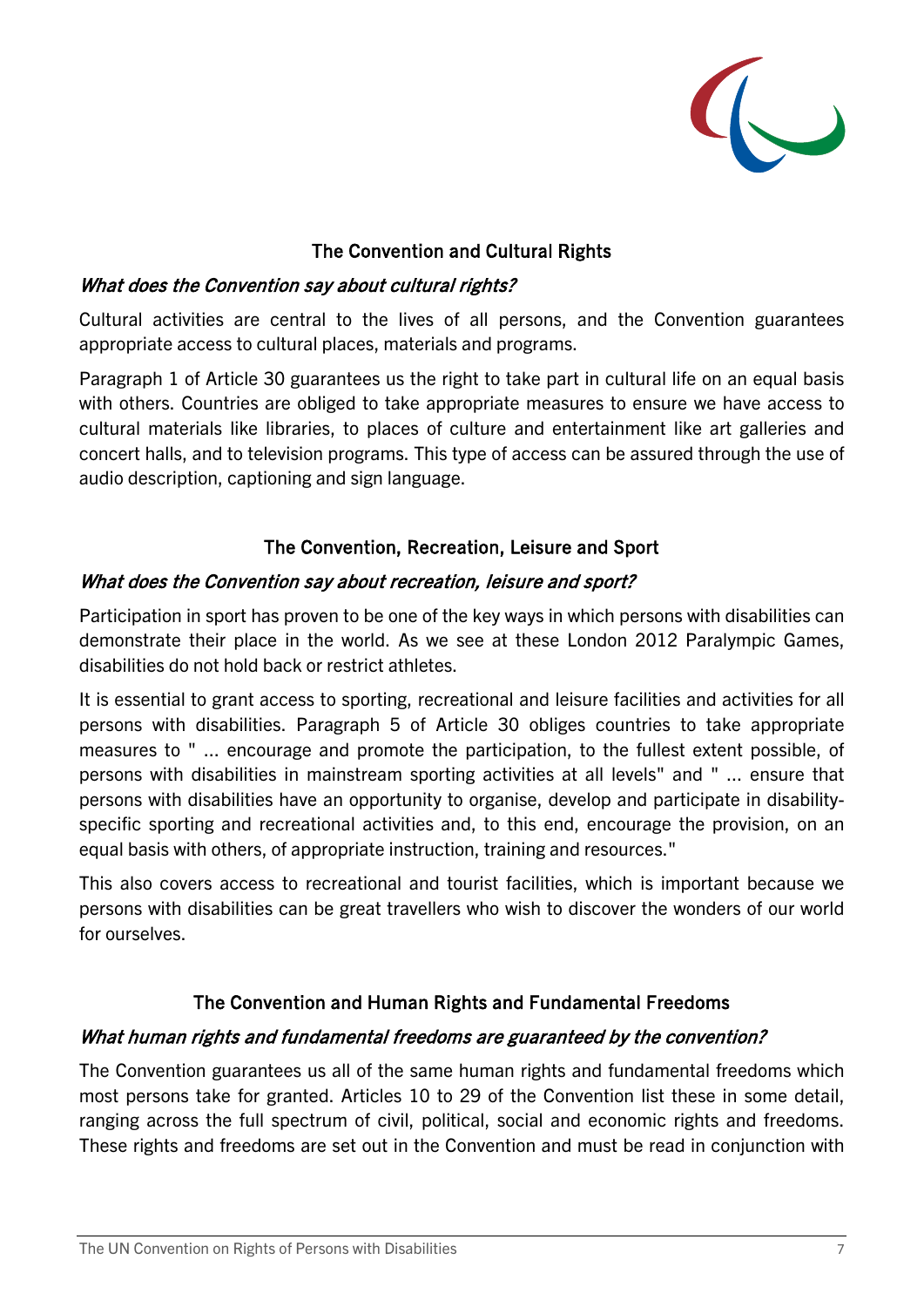## The Convention and Cultural Rights

*What does the Convention say about cultural rights?*

Cultural activities are central to the lives of all persons, and the Convention guarantees appropriate access to cultural places, materials and programs.

Paragraph 1 of Article 30 guarantees us the right to take part in cultural life on an equal basis with others. Countries are obliged to take appropriate measures to ensure we have access to cultural materials like libraries, to places of culture and entertainment like art galleries and concert halls, and to television programs. This type of access can be assured through the use of audio description, captioning and sign language.

## The Convention, Recreation, Leisure and Sport

*What does the Convention say about recreation, leisure and sport?*

Participation in sport has proven to be one of the key ways in which persons with disabilities can demonstrate their place in the world. As we see at these London 2012 Paralympic Games, disabilities do not hold back or restrict athletes.

It is essential to grant access to sporting, recreational and leisure facilities and activities for all persons with disabilities. Paragraph 5 of Article 30 obliges countries to take appropriate measures to " ... encourage and promote the participation, to the fullest extent possible, of persons with disabilities in mainstream sporting activities at all levels" and " ... ensure that persons with disabilities have an opportunity to organise, develop and participate in disability-specific sporting and recreational activities and, to this end, encourage the provision, on an equal basis with others, of appropriate instruction, training and resources."

This also covers access to recreational and tourist facilities, which is important because we persons with disabilities can be great travellers who wish to discover the wonders of our world for ourselves.

## The Convention and Human Rights and Fundamental Freedoms

*What human rights and fundamental freedoms are guaranteed by the convention?*

The Convention guarantees us all of the same human rights and fundamental freedoms which most persons take for granted. Articles 10 to 29 of the Convention list these in some detail, ranging across the full spectrum of civil, political, social and economic rights and freedoms. These rights and freedoms are set out in the Convention and must be read in conjunction with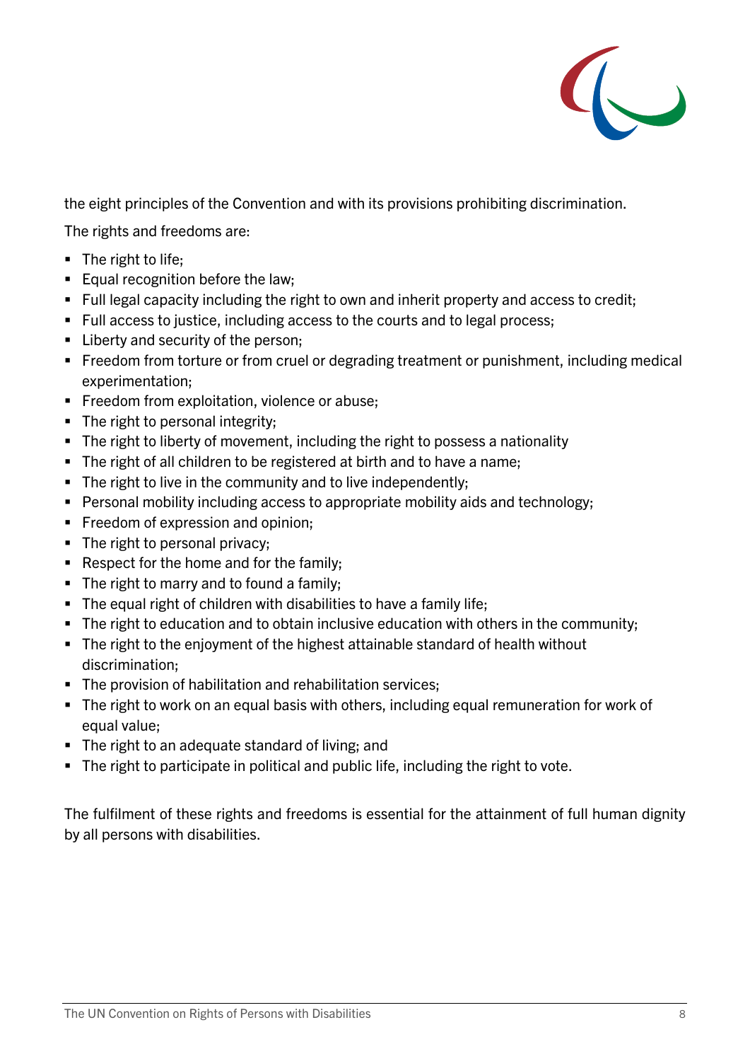the eight principles of the Convention and with its provisions prohibiting discrimination.

The rights and freedoms are:

- The right to life;
- Equal recognition before the law;
- Full legal capacity including the right to own and inherit property and access to credit;
- Full access to justice, including access to the courts and to legal process;
- Liberty and security of the person;
- Freedom from torture or from cruel or degrading treatment or punishment, including medical experimentation;
- Freedom from exploitation, violence or abuse;
- The right to personal integrity;
- The right to liberty of movement, including the right to possess a nationality
- The right of all children to be registered at birth and to have a name;
- The right to live in the community and to live independently;
- Personal mobility including access to appropriate mobility aids and technology;
- Freedom of expression and opinion;
- The right to personal privacy;
- Respect for the home and for the family;
- The right to marry and to found a family;
- The equal right of children with disabilities to have a family life;
- The right to education and to obtain inclusive education with others in the community;
- The right to the enjoyment of the highest attainable standard of health without discrimination;
- The provision of habilitation and rehabilitation services;
- The right to work on an equal basis with others, including equal remuneration for work of equal value;
- The right to an adequate standard of living; and
- The right to participate in political and public life, including the right to vote.

The fulfilment of these rights and freedoms is essential for the attainment of full human dignity by all persons with disabilities.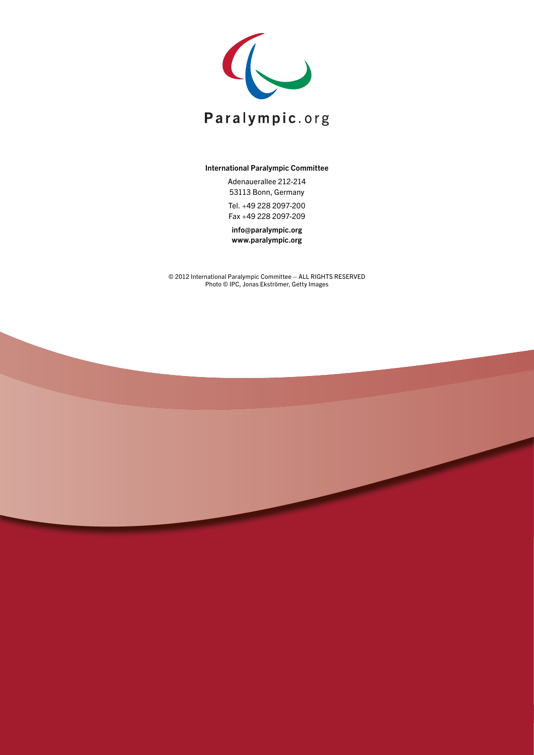Paralympic.org

**International Paralympic Committee**

Adenauerallee 212-214
53113 Bonn, Germany

Tel. +49 228 2097-200
Fax +49 228 2097-209

**info@paralympic.org**
**www.paralympic.org**

© 2012 International Paralympic Committee – ALL RIGHTS RESERVED
Photo © IPC, Jonas Ekströmer, Getty Images